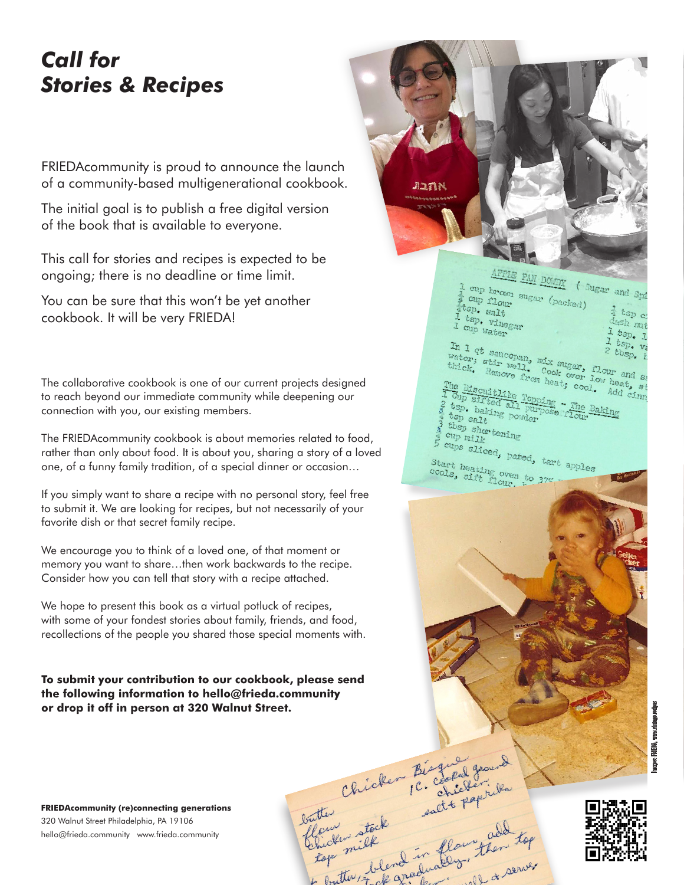# *Call for Stories & Recipes*

FRIEDAcommunity is proud to announce the launch of a community-based multigenerational cookbook.

The initial goal is to publish a free digital version of the book that is available to everyone.

This call for stories and recipes is expected to be ongoing; there is no deadline or time limit.

You can be sure that this won't be yet another cookbook. It will be very FRIEDA!

The collaborative cookbook is one of our current projects designed to reach beyond our immediate community while deepening our connection with you, our existing members.

The FRIEDAcommunity cookbook is about memories related to food, rather than only about food. It is about you, sharing a story of a loved one, of a funny family tradition, of a special dinner or occasion…

If you simply want to share a recipe with no personal story, feel free to submit it. We are looking for recipes, but not necessarily of your favorite dish or that secret family recipe.

We encourage you to think of a loved one, of that moment or memory you want to share…then work backwards to the recipe. Consider how you can tell that story with a recipe attached.

We hope to present this book as a virtual potluck of recipes, with some of your fondest stories about family, friends, and food, recollections of the people you shared those special moments with.

**To submit your contribution to our cookbook, please send the following information to hello@frieda.community or drop it off in person at 320 Walnut Street.**

**FRIEDAcommunity (re)connecting generations**
320 Walnut Street Philadelphia, PA 19106
hello@frieda.community www.frieda.community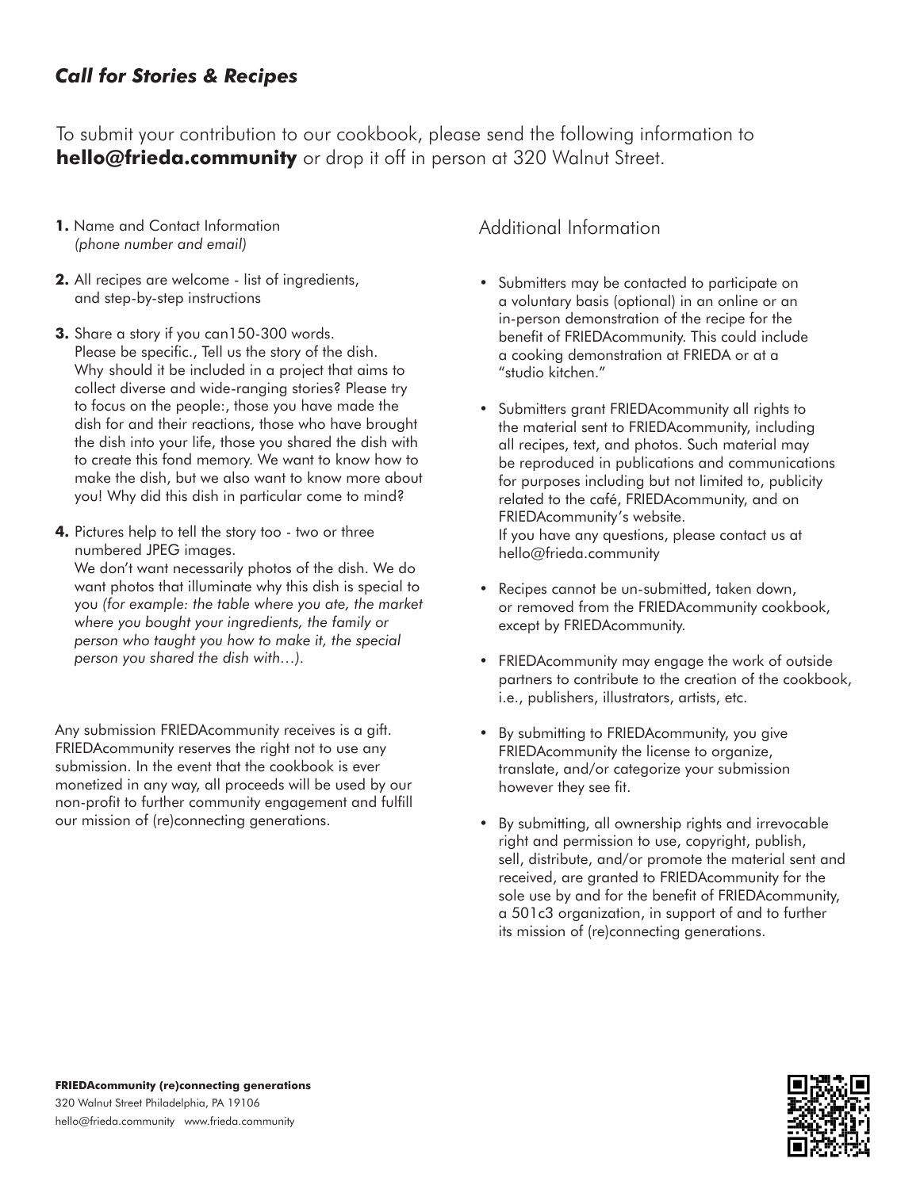## *Call for Stories & Recipes*

To submit your contribution to our cookbook, please send the following information to **hello@frieda.community** or drop it off in person at 320 Walnut Street.

1. Name and Contact Information *(phone number and email)*
2. All recipes are welcome - list of ingredients, and step-by-step instructions
3. Share a story if you can150-300 words. Please be specific., Tell us the story of the dish. Why should it be included in a project that aims to collect diverse and wide-ranging stories? Please try to focus on the people:, those you have made the dish for and their reactions, those who have brought the dish into your life, those you shared the dish with to create this fond memory. We want to know how to make the dish, but we also want to know more about you! Why did this dish in particular come to mind?
4. Pictures help to tell the story too - two or three numbered JPEG images. We don't want necessarily photos of the dish. We do want photos that illuminate why this dish is special to you *(for example: the table where you ate, the market where you bought your ingredients, the family or person who taught you how to make it, the special person you shared the dish with…)*.

Any submission FRIEDAcommunity receives is a gift. FRIEDAcommunity reserves the right not to use any submission. In the event that the cookbook is ever monetized in any way, all proceeds will be used by our non-profit to further community engagement and fulfill our mission of (re)connecting generations.

## Additional Information

- Submitters may be contacted to participate on a voluntary basis (optional) in an online or an in-person demonstration of the recipe for the benefit of FRIEDAcommunity. This could include a cooking demonstration at FRIEDA or at a "studio kitchen."
- Submitters grant FRIEDAcommunity all rights to the material sent to FRIEDAcommunity, including all recipes, text, and photos. Such material may be reproduced in publications and communications for purposes including but not limited to, publicity related to the café, FRIEDAcommunity, and on FRIEDAcommunity's website.
  If you have any questions, please contact us at hello@frieda.community
- Recipes cannot be un-submitted, taken down, or removed from the FRIEDAcommunity cookbook, except by FRIEDAcommunity.
- FRIEDAcommunity may engage the work of outside partners to contribute to the creation of the cookbook, i.e., publishers, illustrators, artists, etc.
- By submitting to FRIEDAcommunity, you give FRIEDAcommunity the license to organize, translate, and/or categorize your submission however they see fit.
- By submitting, all ownership rights and irrevocable right and permission to use, copyright, publish, sell, distribute, and/or promote the material sent and received, are granted to FRIEDAcommunity for the sole use by and for the benefit of FRIEDAcommunity, a 501c3 organization, in support of and to further its mission of (re)connecting generations.

**FRIEDAcommunity (re)connecting generations**
320 Walnut Street Philadelphia, PA 19106
hello@frieda.community www.frieda.community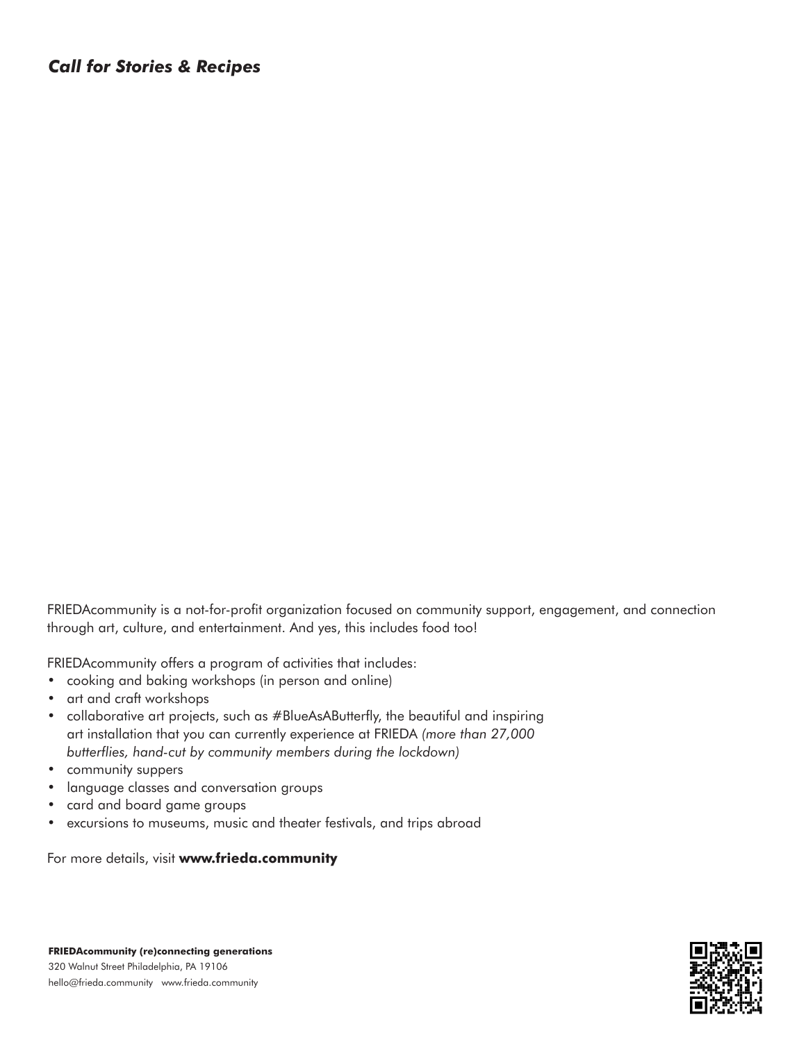***Call for Stories & Recipes***

FRIEDAcommunity is a not-for-profit organization focused on community support, engagement, and connection through art, culture, and entertainment. And yes, this includes food too!

FRIEDAcommunity offers a program of activities that includes:

- cooking and baking workshops (in person and online)
- art and craft workshops
- collaborative art projects, such as #BlueAsAButterfly, the beautiful and inspiring art installation that you can currently experience at FRIEDA *(more than 27,000 butterflies, hand-cut by community members during the lockdown)*
- community suppers
- language classes and conversation groups
- card and board game groups
- excursions to museums, music and theater festivals, and trips abroad

For more details, visit **www.frieda.community**

**FRIEDAcommunity (re)connecting generations**
320 Walnut Street Philadelphia, PA 19106
hello@frieda.community www.frieda.community